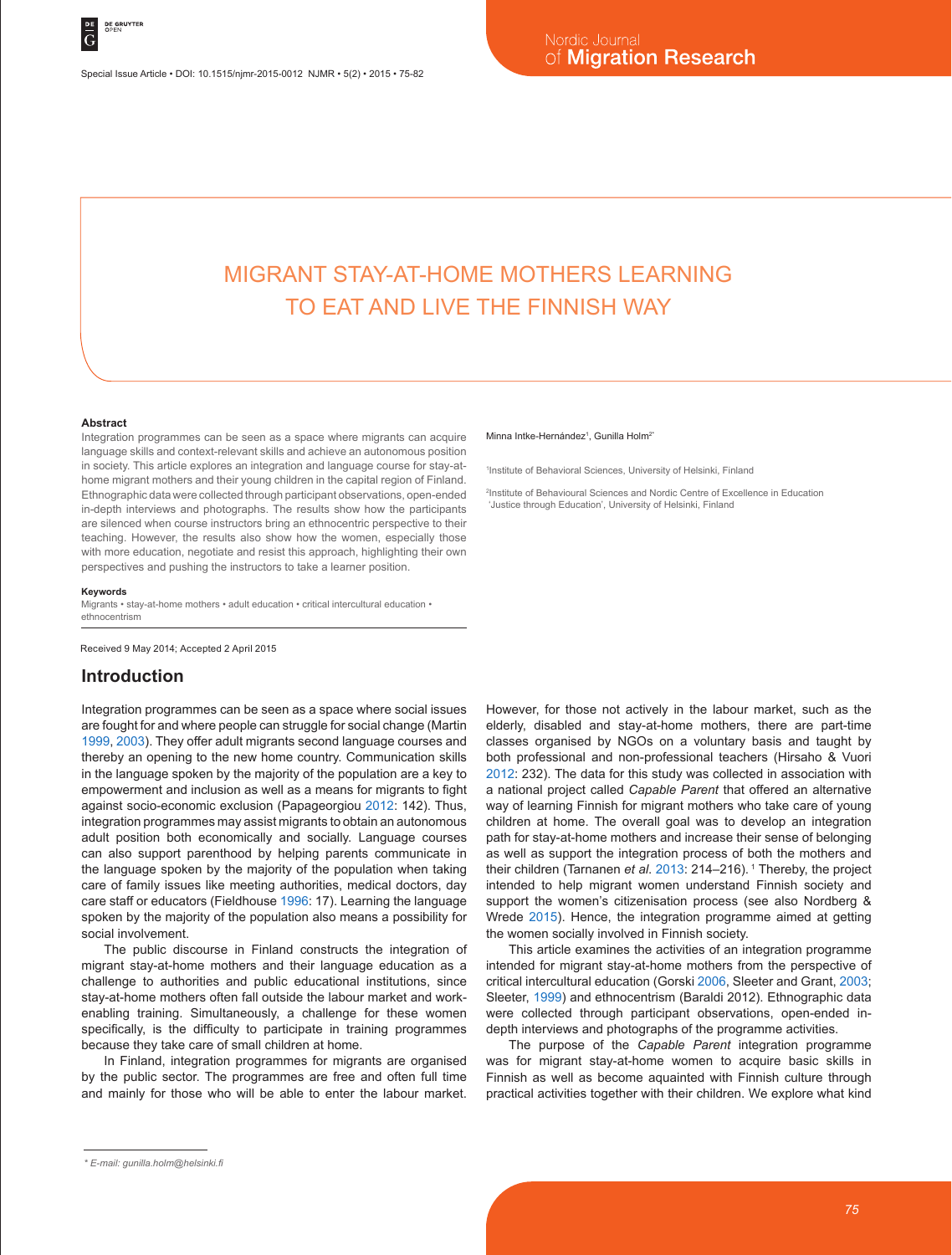Special Issue Article • DOI: 10.1515/njmr-2015-0012

# MIGRANT STAY-AT-HOME MOTHERS LEARNING TO EAT AND LIVE THE FINNISH WAY

Minna Intke-Hernández[1], Gunilla Holm[2*]

[1]Institute of Behavioral Sciences, University of Helsinki, Finland

[2]Institute of Behavioural Sciences and Nordic Centre of Excellence in Education 'Justice through Education', University of Helsinki, Finland

### Abstract

Integration programmes can be seen as a space where migrants can acquire language skills and context-relevant skills and achieve an autonomous position in society. This article explores an integration and language course for stay-at-home migrant mothers and their young children in the capital region of Finland. Ethnographic data were collected through participant observations, open-ended in-depth interviews and photographs. The results show how the participants are silenced when course instructors bring an ethnocentric perspective to their teaching. However, the results also show how the women, especially those with more education, negotiate and resist this approach, highlighting their own perspectives and pushing the instructors to take a learner position.

### Keywords

Migrants • stay-at-home mothers • adult education • critical intercultural education • ethnocentrism

Received 9 May 2014; Accepted 2 April 2015

## Introduction

Integration programmes can be seen as a space where social issues are fought for and where people can struggle for social change (Martin 1999, 2003). They offer adult migrants second language courses and thereby an opening to the new home country. Communication skills in the language spoken by the majority of the population are a key to empowerment and inclusion as well as a means for migrants to fight against socio-economic exclusion (Papageorgiou 2012: 142). Thus, integration programmes may assist migrants to obtain an autonomous adult position both economically and socially. Language courses can also support parenthood by helping parents communicate in the language spoken by the majority of the population when taking care of family issues like meeting authorities, medical doctors, day care staff or educators (Fieldhouse 1996: 17). Learning the language spoken by the majority of the population also means a possibility for social involvement.

The public discourse in Finland constructs the integration of migrant stay-at-home mothers and their language education as a challenge to authorities and public educational institutions, since stay-at-home mothers often fall outside the labour market and work-enabling training. Simultaneously, a challenge for these women specifically, is the difficulty to participate in training programmes because they take care of small children at home.

In Finland, integration programmes for migrants are organised by the public sector. The programmes are free and often full time and mainly for those who will be able to enter the labour market. However, for those not actively in the labour market, such as the elderly, disabled and stay-at-home mothers, there are part-time classes organised by NGOs on a voluntary basis and taught by both professional and non-professional teachers (Hirsaho & Vuori 2012: 232). The data for this study was collected in association with a national project called *Capable Parent* that offered an alternative way of learning Finnish for migrant mothers who take care of young children at home. The overall goal was to develop an integration path for stay-at-home mothers and increase their sense of belonging as well as support the integration process of both the mothers and their children (Tarnanen *et al.* 2013: 214–216).[1] Thereby, the project intended to help migrant women understand Finnish society and support the women's citizenisation process (see also Nordberg & Wrede 2015). Hence, the integration programme aimed at getting the women socially involved in Finnish society.

This article examines the activities of an integration programme intended for migrant stay-at-home mothers from the perspective of critical intercultural education (Gorski 2006, Sleeter and Grant, 2003; Sleeter, 1999) and ethnocentrism (Baraldi 2012). Ethnographic data were collected through participant observations, open-ended in-depth interviews and photographs of the programme activities.

The purpose of the *Capable Parent* integration programme was for migrant stay-at-home women to acquire basic skills in Finnish as well as become aquainted with Finnish culture through practical activities together with their children. We explore what kind

* E-mail: gunilla.holm@helsinki.fi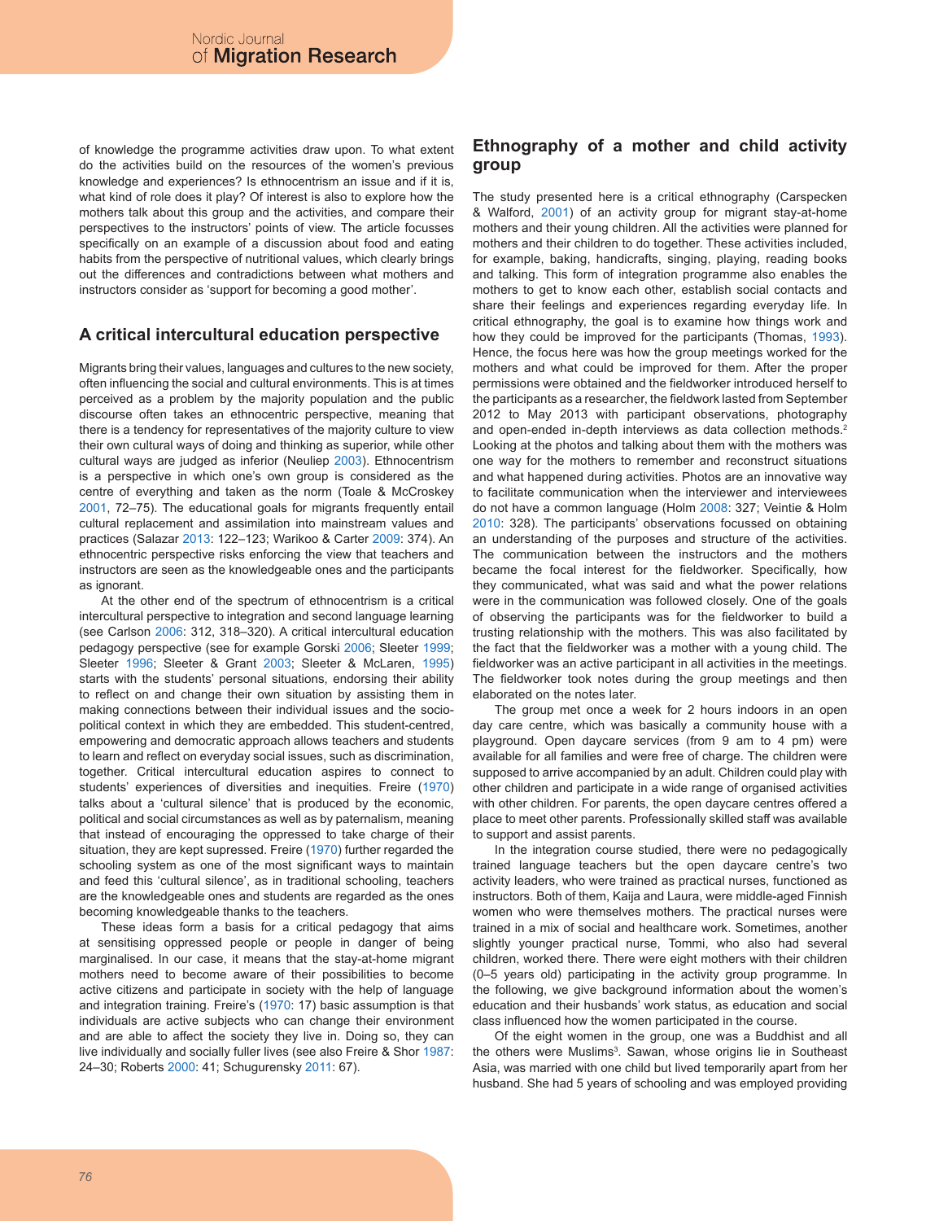of knowledge the programme activities draw upon. To what extent do the activities build on the resources of the women's previous knowledge and experiences? Is ethnocentrism an issue and if it is, what kind of role does it play? Of interest is also to explore how the mothers talk about this group and the activities, and compare their perspectives to the instructors' points of view. The article focusses specifically on an example of a discussion about food and eating habits from the perspective of nutritional values, which clearly brings out the differences and contradictions between what mothers and instructors consider as 'support for becoming a good mother'.

## A critical intercultural education perspective

Migrants bring their values, languages and cultures to the new society, often influencing the social and cultural environments. This is at times perceived as a problem by the majority population and the public discourse often takes an ethnocentric perspective, meaning that there is a tendency for representatives of the majority culture to view their own cultural ways of doing and thinking as superior, while other cultural ways are judged as inferior (Neuliep 2003). Ethnocentrism is a perspective in which one's own group is considered as the centre of everything and taken as the norm (Toale & McCroskey 2001, 72–75). The educational goals for migrants frequently entail cultural replacement and assimilation into mainstream values and practices (Salazar 2013: 122–123; Warikoo & Carter 2009: 374). An ethnocentric perspective risks enforcing the view that teachers and instructors are seen as the knowledgeable ones and the participants as ignorant.

At the other end of the spectrum of ethnocentrism is a critical intercultural perspective to integration and second language learning (see Carlson 2006: 312, 318–320). A critical intercultural education pedagogy perspective (see for example Gorski 2006; Sleeter 1999; Sleeter 1996; Sleeter & Grant 2003; Sleeter & McLaren, 1995) starts with the students' personal situations, endorsing their ability to reflect on and change their own situation by assisting them in making connections between their individual issues and the socio-political context in which they are embedded. This student-centred, empowering and democratic approach allows teachers and students to learn and reflect on everyday social issues, such as discrimination, together. Critical intercultural education aspires to connect to students' experiences of diversities and inequities. Freire (1970) talks about a 'cultural silence' that is produced by the economic, political and social circumstances as well as by paternalism, meaning that instead of encouraging the oppressed to take charge of their situation, they are kept supressed. Freire (1970) further regarded the schooling system as one of the most significant ways to maintain and feed this 'cultural silence', as in traditional schooling, teachers are the knowledgeable ones and students are regarded as the ones becoming knowledgeable thanks to the teachers.

These ideas form a basis for a critical pedagogy that aims at sensitising oppressed people or people in danger of being marginalised. In our case, it means that the stay-at-home migrant mothers need to become aware of their possibilities to become active citizens and participate in society with the help of language and integration training. Freire's (1970: 17) basic assumption is that individuals are active subjects who can change their environment and are able to affect the society they live in. Doing so, they can live individually and socially fuller lives (see also Freire & Shor 1987: 24–30; Roberts 2000: 41; Schugurensky 2011: 67).

## Ethnography of a mother and child activity group

The study presented here is a critical ethnography (Carspecken & Walford, 2001) of an activity group for migrant stay-at-home mothers and their young children. All the activities were planned for mothers and their children to do together. These activities included, for example, baking, handicrafts, singing, playing, reading books and talking. This form of integration programme also enables the mothers to get to know each other, establish social contacts and share their feelings and experiences regarding everyday life. In critical ethnography, the goal is to examine how things work and how they could be improved for the participants (Thomas, 1993). Hence, the focus here was how the group meetings worked for the mothers and what could be improved for them. After the proper permissions were obtained and the fieldworker introduced herself to the participants as a researcher, the fieldwork lasted from September 2012 to May 2013 with participant observations, photography and open-ended in-depth interviews as data collection methods.[2] Looking at the photos and talking about them with the mothers was one way for the mothers to remember and reconstruct situations and what happened during activities. Photos are an innovative way to facilitate communication when the interviewer and interviewees do not have a common language (Holm 2008: 327; Veintie & Holm 2010: 328). The participants' observations focussed on obtaining an understanding of the purposes and structure of the activities. The communication between the instructors and the mothers became the focal interest for the fieldworker. Specifically, how they communicated, what was said and what the power relations were in the communication was followed closely. One of the goals of observing the participants was for the fieldworker to build a trusting relationship with the mothers. This was also facilitated by the fact that the fieldworker was a mother with a young child. The fieldworker was an active participant in all activities in the meetings. The fieldworker took notes during the group meetings and then elaborated on the notes later.

The group met once a week for 2 hours indoors in an open day care centre, which was basically a community house with a playground. Open daycare services (from 9 am to 4 pm) were available for all families and were free of charge. The children were supposed to arrive accompanied by an adult. Children could play with other children and participate in a wide range of organised activities with other children. For parents, the open daycare centres offered a place to meet other parents. Professionally skilled staff was available to support and assist parents.

In the integration course studied, there were no pedagogically trained language teachers but the open daycare centre's two activity leaders, who were trained as practical nurses, functioned as instructors. Both of them, Kaija and Laura, were middle-aged Finnish women who were themselves mothers. The practical nurses were trained in a mix of social and healthcare work. Sometimes, another slightly younger practical nurse, Tommi, who also had several children, worked there. There were eight mothers with their children (0–5 years old) participating in the activity group programme. In the following, we give background information about the women's education and their husbands' work status, as education and social class influenced how the women participated in the course.

Of the eight women in the group, one was a Buddhist and all the others were Muslims[3]. Sawan, whose origins lie in Southeast Asia, was married with one child but lived temporarily apart from her husband. She had 5 years of schooling and was employed providing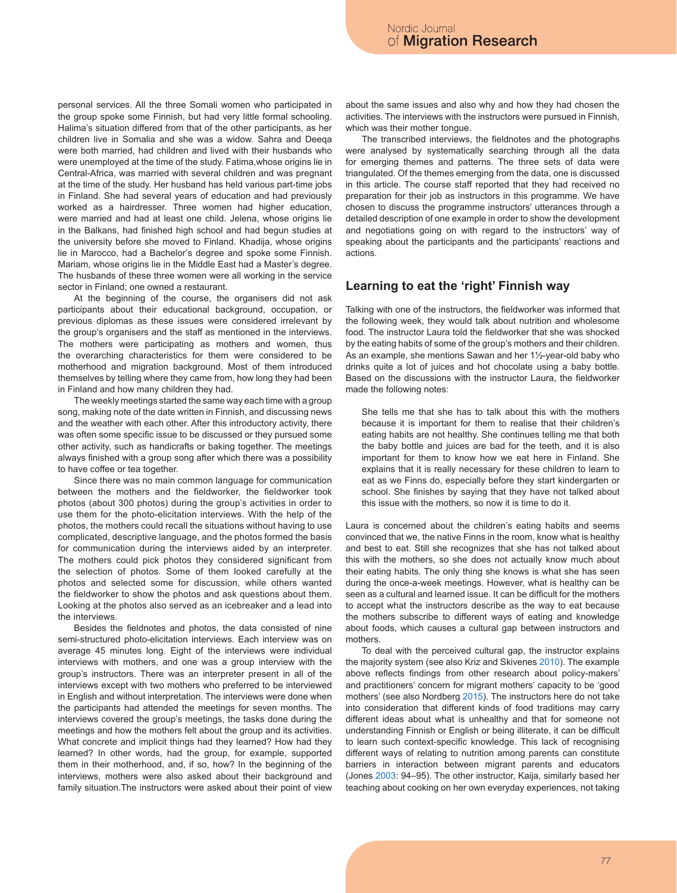personal services. All the three Somali women who participated in the group spoke some Finnish, but had very little formal schooling. Halima's situation differed from that of the other participants, as her children live in Somalia and she was a widow. Sahra and Deeqa were both married, had children and lived with their husbands who were unemployed at the time of the study. Fatima,whose origins lie in Central-Africa, was married with several children and was pregnant at the time of the study. Her husband has held various part-time jobs in Finland. She had several years of education and had previously worked as a hairdresser. Three women had higher education, were married and had at least one child. Jelena, whose origins lie in the Balkans, had finished high school and had begun studies at the university before she moved to Finland. Khadija, whose origins lie in Marocco, had a Bachelor's degree and spoke some Finnish. Mariam, whose origins lie in the Middle East had a Master's degree. The husbands of these three women were all working in the service sector in Finland; one owned a restaurant.

At the beginning of the course, the organisers did not ask participants about their educational background, occupation, or previous diplomas as these issues were considered irrelevant by the group's organisers and the staff as mentioned in the interviews. The mothers were participating as mothers and women, thus the overarching characteristics for them were considered to be motherhood and migration background. Most of them introduced themselves by telling where they came from, how long they had been in Finland and how many children they had.

The weekly meetings started the same way each time with a group song, making note of the date written in Finnish, and discussing news and the weather with each other. After this introductory activity, there was often some specific issue to be discussed or they pursued some other activity, such as handicrafts or baking together. The meetings always finished with a group song after which there was a possibility to have coffee or tea together.

Since there was no main common language for communication between the mothers and the fieldworker, the fieldworker took photos (about 300 photos) during the group's activities in order to use them for the photo-elicitation interviews. With the help of the photos, the mothers could recall the situations without having to use complicated, descriptive language, and the photos formed the basis for communication during the interviews aided by an interpreter. The mothers could pick photos they considered significant from the selection of photos. Some of them looked carefully at the photos and selected some for discussion, while others wanted the fieldworker to show the photos and ask questions about them. Looking at the photos also served as an icebreaker and a lead into the interviews.

Besides the fieldnotes and photos, the data consisted of nine semi-structured photo-elicitation interviews. Each interview was on average 45 minutes long. Eight of the interviews were individual interviews with mothers, and one was a group interview with the group's instructors. There was an interpreter present in all of the interviews except with two mothers who preferred to be interviewed in English and without interpretation. The interviews were done when the participants had attended the meetings for seven months. The interviews covered the group's meetings, the tasks done during the meetings and how the mothers felt about the group and its activities. What concrete and implicit things had they learned? How had they learned? In other words, had the group, for example, supported them in their motherhood, and, if so, how? In the beginning of the interviews, mothers were also asked about their background and family situation.The instructors were asked about their point of view about the same issues and also why and how they had chosen the activities. The interviews with the instructors were pursued in Finnish, which was their mother tongue.

The transcribed interviews, the fieldnotes and the photographs were analysed by systematically searching through all the data for emerging themes and patterns. The three sets of data were triangulated. Of the themes emerging from the data, one is discussed in this article. The course staff reported that they had received no preparation for their job as instructors in this programme. We have chosen to discuss the programme instructors' utterances through a detailed description of one example in order to show the development and negotiations going on with regard to the instructors' way of speaking about the participants and the participants' reactions and actions.

## Learning to eat the 'right' Finnish way

Talking with one of the instructors, the fieldworker was informed that the following week, they would talk about nutrition and wholesome food. The instructor Laura told the fieldworker that she was shocked by the eating habits of some of the group's mothers and their children. As an example, she mentions Sawan and her 1½-year-old baby who drinks quite a lot of juices and hot chocolate using a baby bottle. Based on the discussions with the instructor Laura, the fieldworker made the following notes:

> She tells me that she has to talk about this with the mothers because it is important for them to realise that their children's eating habits are not healthy. She continues telling me that both the baby bottle and juices are bad for the teeth, and it is also important for them to know how we eat here in Finland. She explains that it is really necessary for these children to learn to eat as we Finns do, especially before they start kindergarten or school. She finishes by saying that they have not talked about this issue with the mothers, so now it is time to do it.

Laura is concerned about the children's eating habits and seems convinced that we, the native Finns in the room, know what is healthy and best to eat. Still she recognizes that she has not talked about this with the mothers, so she does not actually know much about their eating habits. The only thing she knows is what she has seen during the once-a-week meetings. However, what is healthy can be seen as a cultural and learned issue. It can be difficult for the mothers to accept what the instructors describe as the way to eat because the mothers subscribe to different ways of eating and knowledge about foods, which causes a cultural gap between instructors and mothers.

To deal with the perceived cultural gap, the instructor explains the majority system (see also Kriz and Skivenes 2010). The example above reflects findings from other research about policy-makers' and practitioners' concern for migrant mothers' capacity to be 'good mothers' (see also Nordberg 2015). The instructors here do not take into consideration that different kinds of food traditions may carry different ideas about what is unhealthy and that for someone not understanding Finnish or English or being illiterate, it can be difficult to learn such context-specific knowledge. This lack of recognising different ways of relating to nutrition among parents can constitute barriers in interaction between migrant parents and educators (Jones 2003: 94–95). The other instructor, Kaija, similarly based her teaching about cooking on her own everyday experiences, not taking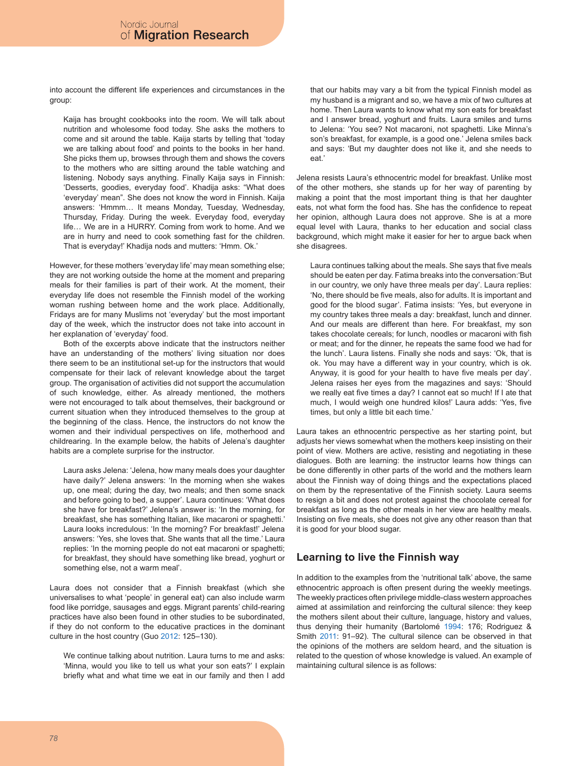into account the different life experiences and circumstances in the group:

> Kaija has brought cookbooks into the room. We will talk about nutrition and wholesome food today. She asks the mothers to come and sit around the table. Kaija starts by telling that 'today we are talking about food' and points to the books in her hand. She picks them up, browses through them and shows the covers to the mothers who are sitting around the table watching and listening. Nobody says anything. Finally Kaija says in Finnish: 'Desserts, goodies, everyday food'. Khadija asks: "What does 'everyday' mean". She does not know the word in Finnish. Kaija answers: 'Hmmm… It means Monday, Tuesday, Wednesday, Thursday, Friday. During the week. Everyday food, everyday life… We are in a HURRY. Coming from work to home. And we are in hurry and need to cook something fast for the children. That is everyday!' Khadija nods and mutters: 'Hmm. Ok.'

However, for these mothers 'everyday life' may mean something else; they are not working outside the home at the moment and preparing meals for their families is part of their work. At the moment, their everyday life does not resemble the Finnish model of the working woman rushing between home and the work place. Additionally, Fridays are for many Muslims not 'everyday' but the most important day of the week, which the instructor does not take into account in her explanation of 'everyday' food.

Both of the excerpts above indicate that the instructors neither have an understanding of the mothers' living situation nor does there seem to be an institutional set-up for the instructors that would compensate for their lack of relevant knowledge about the target group. The organisation of activities did not support the accumulation of such knowledge, either. As already mentioned, the mothers were not encouraged to talk about themselves, their background or current situation when they introduced themselves to the group at the beginning of the class. Hence, the instructors do not know the women and their individual perspectives on life, motherhood and childrearing. In the example below, the habits of Jelena's daughter habits are a complete surprise for the instructor.

> Laura asks Jelena: 'Jelena, how many meals does your daughter have daily?' Jelena answers: 'In the morning when she wakes up, one meal; during the day, two meals; and then some snack and before going to bed, a supper'. Laura continues: 'What does she have for breakfast?' Jelena's answer is: 'In the morning, for breakfast, she has something Italian, like macaroni or spaghetti.' Laura looks incredulous: 'In the morning? For breakfast!' Jelena answers: 'Yes, she loves that. She wants that all the time.' Laura replies: 'In the morning people do not eat macaroni or spaghetti; for breakfast, they should have something like bread, yoghurt or something else, not a warm meal'.

Laura does not consider that a Finnish breakfast (which she universalises to what 'people' in general eat) can also include warm food like porridge, sausages and eggs. Migrant parents' child-rearing practices have also been found in other studies to be subordinated, if they do not conform to the educative practices in the dominant culture in the host country (Guo 2012: 125–130).

> We continue talking about nutrition. Laura turns to me and asks: 'Minna, would you like to tell us what your son eats?' I explain briefly what and what time we eat in our family and then I add that our habits may vary a bit from the typical Finnish model as my husband is a migrant and so, we have a mix of two cultures at home. Then Laura wants to know what my son eats for breakfast and I answer bread, yoghurt and fruits. Laura smiles and turns to Jelena: 'You see? Not macaroni, not spaghetti. Like Minna's son's breakfast, for example, is a good one.' Jelena smiles back and says: 'But my daughter does not like it, and she needs to eat.'

Jelena resists Laura's ethnocentric model for breakfast. Unlike most of the other mothers, she stands up for her way of parenting by making a point that the most important thing is that her daughter eats, not what form the food has. She has the confidence to repeat her opinion, although Laura does not approve. She is at a more equal level with Laura, thanks to her education and social class background, which might make it easier for her to argue back when she disagrees.

> Laura continues talking about the meals. She says that five meals should be eaten per day. Fatima breaks into the conversation:'But in our country, we only have three meals per day'. Laura replies: 'No, there should be five meals, also for adults. It is important and good for the blood sugar'. Fatima insists: 'Yes, but everyone in my country takes three meals a day: breakfast, lunch and dinner. And our meals are different than here. For breakfast, my son takes chocolate cereals; for lunch, noodles or macaroni with fish or meat; and for the dinner, he repeats the same food we had for the lunch'. Laura listens. Finally she nods and says: 'Ok, that is ok. You may have a different way in your country, which is ok. Anyway, it is good for your health to have five meals per day'. Jelena raises her eyes from the magazines and says: 'Should we really eat five times a day? I cannot eat so much! If I ate that much, I would weigh one hundred kilos!' Laura adds: 'Yes, five times, but only a little bit each time.'

Laura takes an ethnocentric perspective as her starting point, but adjusts her views somewhat when the mothers keep insisting on their point of view. Mothers are active, resisting and negotiating in these dialogues. Both are learning: the instructor learns how things can be done differently in other parts of the world and the mothers learn about the Finnish way of doing things and the expectations placed on them by the representative of the Finnish society. Laura seems to resign a bit and does not protest against the chocolate cereal for breakfast as long as the other meals in her view are healthy meals. Insisting on five meals, she does not give any other reason than that it is good for your blood sugar.

## Learning to live the Finnish way

In addition to the examples from the 'nutritional talk' above, the same ethnocentric approach is often present during the weekly meetings. The weekly practices often privilege middle-class western approaches aimed at assimilation and reinforcing the cultural silence: they keep the mothers silent about their culture, language, history and values, thus denying their humanity (Bartolomé 1994: 176; Rodriguez & Smith 2011: 91–92). The cultural silence can be observed in that the opinions of the mothers are seldom heard, and the situation is related to the question of whose knowledge is valued. An example of maintaining cultural silence is as follows: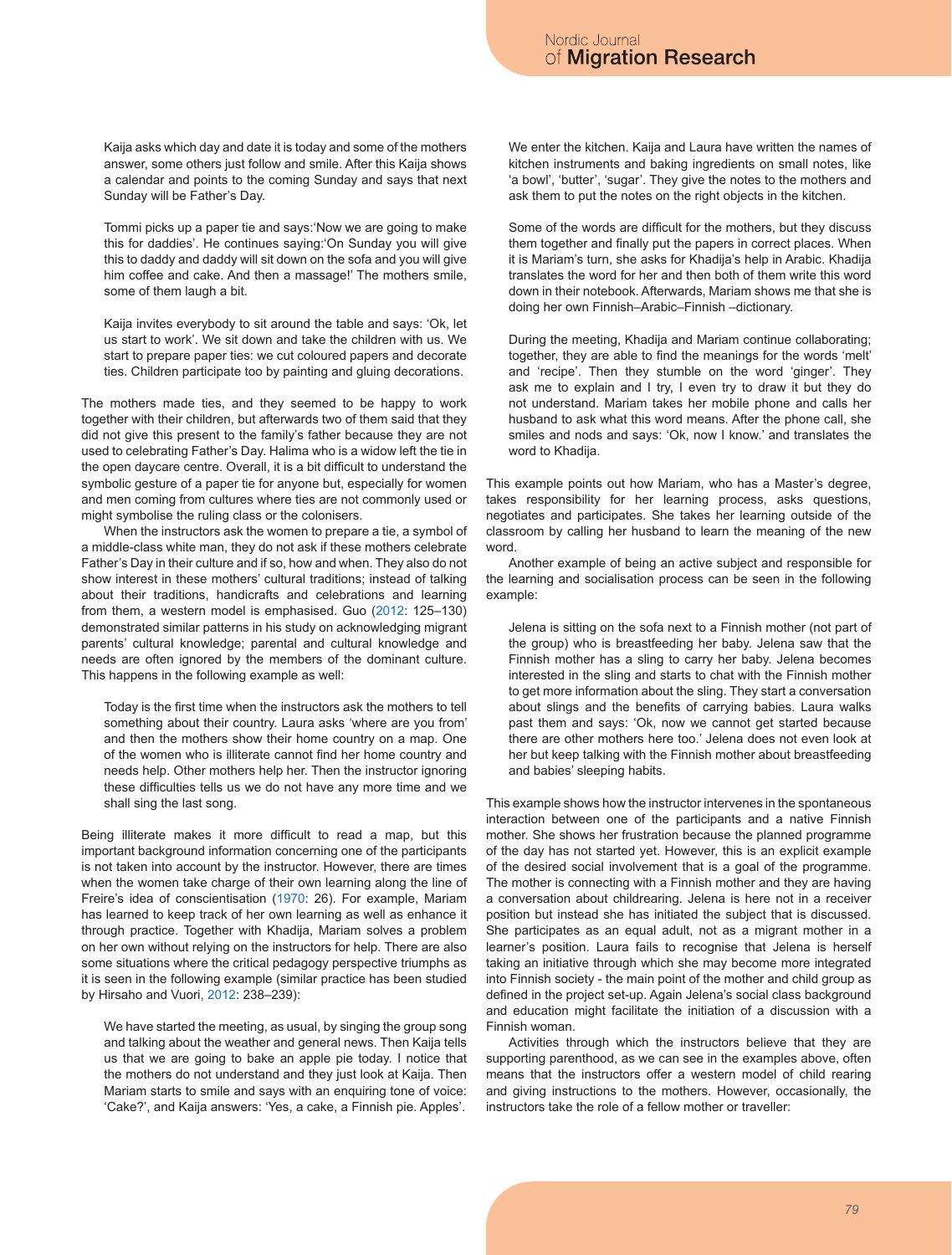> Kaija asks which day and date it is today and some of the mothers answer, some others just follow and smile. After this Kaija shows a calendar and points to the coming Sunday and says that next Sunday will be Father's Day.
>
> Tommi picks up a paper tie and says:'Now we are going to make this for daddies'. He continues saying:'On Sunday you will give this to daddy and daddy will sit down on the sofa and you will give him coffee and cake. And then a massage!' The mothers smile, some of them laugh a bit.
>
> Kaija invites everybody to sit around the table and says: 'Ok, let us start to work'. We sit down and take the children with us. We start to prepare paper ties: we cut coloured papers and decorate ties. Children participate too by painting and gluing decorations.

The mothers made ties, and they seemed to be happy to work together with their children, but afterwards two of them said that they did not give this present to the family's father because they are not used to celebrating Father's Day. Halima who is a widow left the tie in the open daycare centre. Overall, it is a bit difficult to understand the symbolic gesture of a paper tie for anyone but, especially for women and men coming from cultures where ties are not commonly used or might symbolise the ruling class or the colonisers.

When the instructors ask the women to prepare a tie, a symbol of a middle-class white man, they do not ask if these mothers celebrate Father's Day in their culture and if so, how and when. They also do not show interest in these mothers' cultural traditions; instead of talking about their traditions, handicrafts and celebrations and learning from them, a western model is emphasised. Guo (2012: 125–130) demonstrated similar patterns in his study on acknowledging migrant parents' cultural knowledge; parental and cultural knowledge and needs are often ignored by the members of the dominant culture. This happens in the following example as well:

> Today is the first time when the instructors ask the mothers to tell something about their country. Laura asks 'where are you from' and then the mothers show their home country on a map. One of the women who is illiterate cannot find her home country and needs help. Other mothers help her. Then the instructor ignoring these difficulties tells us we do not have any more time and we shall sing the last song.

Being illiterate makes it more difficult to read a map, but this important background information concerning one of the participants is not taken into account by the instructor. However, there are times when the women take charge of their own learning along the line of Freire's idea of conscientisation (1970: 26). For example, Mariam has learned to keep track of her own learning as well as enhance it through practice. Together with Khadija, Mariam solves a problem on her own without relying on the instructors for help. There are also some situations where the critical pedagogy perspective triumphs as it is seen in the following example (similar practice has been studied by Hirsaho and Vuori, 2012: 238–239):

> We have started the meeting, as usual, by singing the group song and talking about the weather and general news. Then Kaija tells us that we are going to bake an apple pie today. I notice that the mothers do not understand and they just look at Kaija. Then Mariam starts to smile and says with an enquiring tone of voice: 'Cake?', and Kaija answers: 'Yes, a cake, a Finnish pie. Apples'.
>
> We enter the kitchen. Kaija and Laura have written the names of kitchen instruments and baking ingredients on small notes, like 'a bowl', 'butter', 'sugar'. They give the notes to the mothers and ask them to put the notes on the right objects in the kitchen.
>
> Some of the words are difficult for the mothers, but they discuss them together and finally put the papers in correct places. When it is Mariam's turn, she asks for Khadija's help in Arabic. Khadija translates the word for her and then both of them write this word down in their notebook. Afterwards, Mariam shows me that she is doing her own Finnish–Arabic–Finnish –dictionary.
>
> During the meeting, Khadija and Mariam continue collaborating; together, they are able to find the meanings for the words 'melt' and 'recipe'. Then they stumble on the word 'ginger'. They ask me to explain and I try, I even try to draw it but they do not understand. Mariam takes her mobile phone and calls her husband to ask what this word means. After the phone call, she smiles and nods and says: 'Ok, now I know.' and translates the word to Khadija.

This example points out how Mariam, who has a Master's degree, takes responsibility for her learning process, asks questions, negotiates and participates. She takes her learning outside of the classroom by calling her husband to learn the meaning of the new word.

Another example of being an active subject and responsible for the learning and socialisation process can be seen in the following example:

> Jelena is sitting on the sofa next to a Finnish mother (not part of the group) who is breastfeeding her baby. Jelena saw that the Finnish mother has a sling to carry her baby. Jelena becomes interested in the sling and starts to chat with the Finnish mother to get more information about the sling. They start a conversation about slings and the benefits of carrying babies. Laura walks past them and says: 'Ok, now we cannot get started because there are other mothers here too.' Jelena does not even look at her but keep talking with the Finnish mother about breastfeeding and babies' sleeping habits.

This example shows how the instructor intervenes in the spontaneous interaction between one of the participants and a native Finnish mother. She shows her frustration because the planned programme of the day has not started yet. However, this is an explicit example of the desired social involvement that is a goal of the programme. The mother is connecting with a Finnish mother and they are having a conversation about childrearing. Jelena is here not in a receiver position but instead she has initiated the subject that is discussed. She participates as an equal adult, not as a migrant mother in a learner's position. Laura fails to recognise that Jelena is herself taking an initiative through which she may become more integrated into Finnish society - the main point of the mother and child group as defined in the project set-up. Again Jelena's social class background and education might facilitate the initiation of a discussion with a Finnish woman.

Activities through which the instructors believe that they are supporting parenthood, as we can see in the examples above, often means that the instructors offer a western model of child rearing and giving instructions to the mothers. However, occasionally, the instructors take the role of a fellow mother or traveller: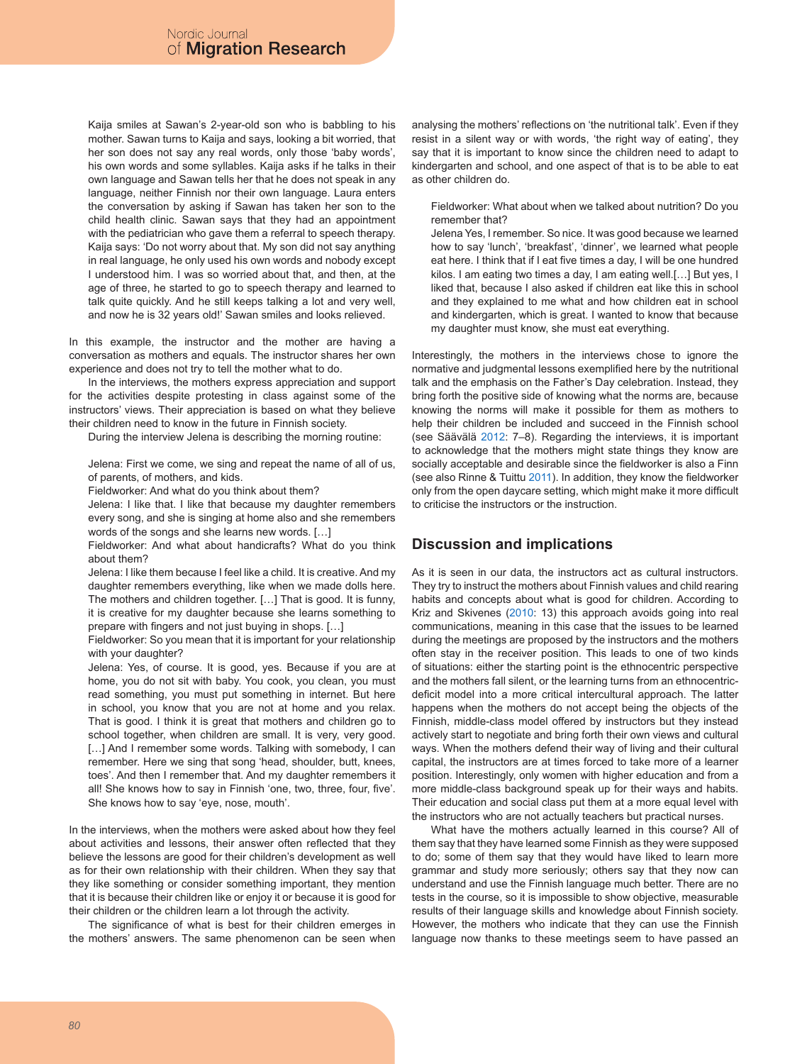Kaija smiles at Sawan's 2-year-old son who is babbling to his mother. Sawan turns to Kaija and says, looking a bit worried, that her son does not say any real words, only those 'baby words', his own words and some syllables. Kaija asks if he talks in their own language and Sawan tells her that he does not speak in any language, neither Finnish nor their own language. Laura enters the conversation by asking if Sawan has taken her son to the child health clinic. Sawan says that they had an appointment with the pediatrician who gave them a referral to speech therapy. Kaija says: 'Do not worry about that. My son did not say anything in real language, he only used his own words and nobody except I understood him. I was so worried about that, and then, at the age of three, he started to go to speech therapy and learned to talk quite quickly. And he still keeps talking a lot and very well, and now he is 32 years old!' Sawan smiles and looks relieved.

In this example, the instructor and the mother are having a conversation as mothers and equals. The instructor shares her own experience and does not try to tell the mother what to do.

In the interviews, the mothers express appreciation and support for the activities despite protesting in class against some of the instructors' views. Their appreciation is based on what they believe their children need to know in the future in Finnish society.

During the interview Jelena is describing the morning routine:

> Jelena: First we come, we sing and repeat the name of all of us, of parents, of mothers, and kids.
> Fieldworker: And what do you think about them?
> Jelena: I like that. I like that because my daughter remembers every song, and she is singing at home also and she remembers words of the songs and she learns new words. […]
> Fieldworker: And what about handicrafts? What do you think about them?
> Jelena: I like them because I feel like a child. It is creative. And my daughter remembers everything, like when we made dolls here. The mothers and children together. […] That is good. It is funny, it is creative for my daughter because she learns something to prepare with fingers and not just buying in shops. […]
> Fieldworker: So you mean that it is important for your relationship with your daughter?
> Jelena: Yes, of course. It is good, yes. Because if you are at home, you do not sit with baby. You cook, you clean, you must read something, you must put something in internet. But here in school, you know that you are not at home and you relax. That is good. I think it is great that mothers and children go to school together, when children are small. It is very, very good. […] And I remember some words. Talking with somebody, I can remember. Here we sing that song 'head, shoulder, butt, knees, toes'. And then I remember that. And my daughter remembers it all! She knows how to say in Finnish 'one, two, three, four, five'. She knows how to say 'eye, nose, mouth'.

In the interviews, when the mothers were asked about how they feel about activities and lessons, their answer often reflected that they believe the lessons are good for their children's development as well as for their own relationship with their children. When they say that they like something or consider something important, they mention that it is because their children like or enjoy it or because it is good for their children or the children learn a lot through the activity.

The significance of what is best for their children emerges in the mothers' answers. The same phenomenon can be seen when analysing the mothers' reflections on 'the nutritional talk'. Even if they resist in a silent way or with words, 'the right way of eating', they say that it is important to know since the children need to adapt to kindergarten and school, and one aspect of that is to be able to eat as other children do.

> Fieldworker: What about when we talked about nutrition? Do you remember that?
> Jelena Yes, I remember. So nice. It was good because we learned how to say 'lunch', 'breakfast', 'dinner', we learned what people eat here. I think that if I eat five times a day, I will be one hundred kilos. I am eating two times a day, I am eating well.[…] But yes, I liked that, because I also asked if children eat like this in school and they explained to me what and how children eat in school and kindergarten, which is great. I wanted to know that because my daughter must know, she must eat everything.

Interestingly, the mothers in the interviews chose to ignore the normative and judgmental lessons exemplified here by the nutritional talk and the emphasis on the Father's Day celebration. Instead, they bring forth the positive side of knowing what the norms are, because knowing the norms will make it possible for them as mothers to help their children be included and succeed in the Finnish school (see Säävälä 2012: 7–8). Regarding the interviews, it is important to acknowledge that the mothers might state things they know are socially acceptable and desirable since the fieldworker is also a Finn (see also Rinne & Tuittu 2011). In addition, they know the fieldworker only from the open daycare setting, which might make it more difficult to criticise the instructors or the instruction.

## Discussion and implications

As it is seen in our data, the instructors act as cultural instructors. They try to instruct the mothers about Finnish values and child rearing habits and concepts about what is good for children. According to Kriz and Skivenes (2010: 13) this approach avoids going into real communications, meaning in this case that the issues to be learned during the meetings are proposed by the instructors and the mothers often stay in the receiver position. This leads to one of two kinds of situations: either the starting point is the ethnocentric perspective and the mothers fall silent, or the learning turns from an ethnocentric-deficit model into a more critical intercultural approach. The latter happens when the mothers do not accept being the objects of the Finnish, middle-class model offered by instructors but they instead actively start to negotiate and bring forth their own views and cultural ways. When the mothers defend their way of living and their cultural capital, the instructors are at times forced to take more of a learner position. Interestingly, only women with higher education and from a more middle-class background speak up for their ways and habits. Their education and social class put them at a more equal level with the instructors who are not actually teachers but practical nurses.

What have the mothers actually learned in this course? All of them say that they have learned some Finnish as they were supposed to do; some of them say that they would have liked to learn more grammar and study more seriously; others say that they now can understand and use the Finnish language much better. There are no tests in the course, so it is impossible to show objective, measurable results of their language skills and knowledge about Finnish society. However, the mothers who indicate that they can use the Finnish language now thanks to these meetings seem to have passed an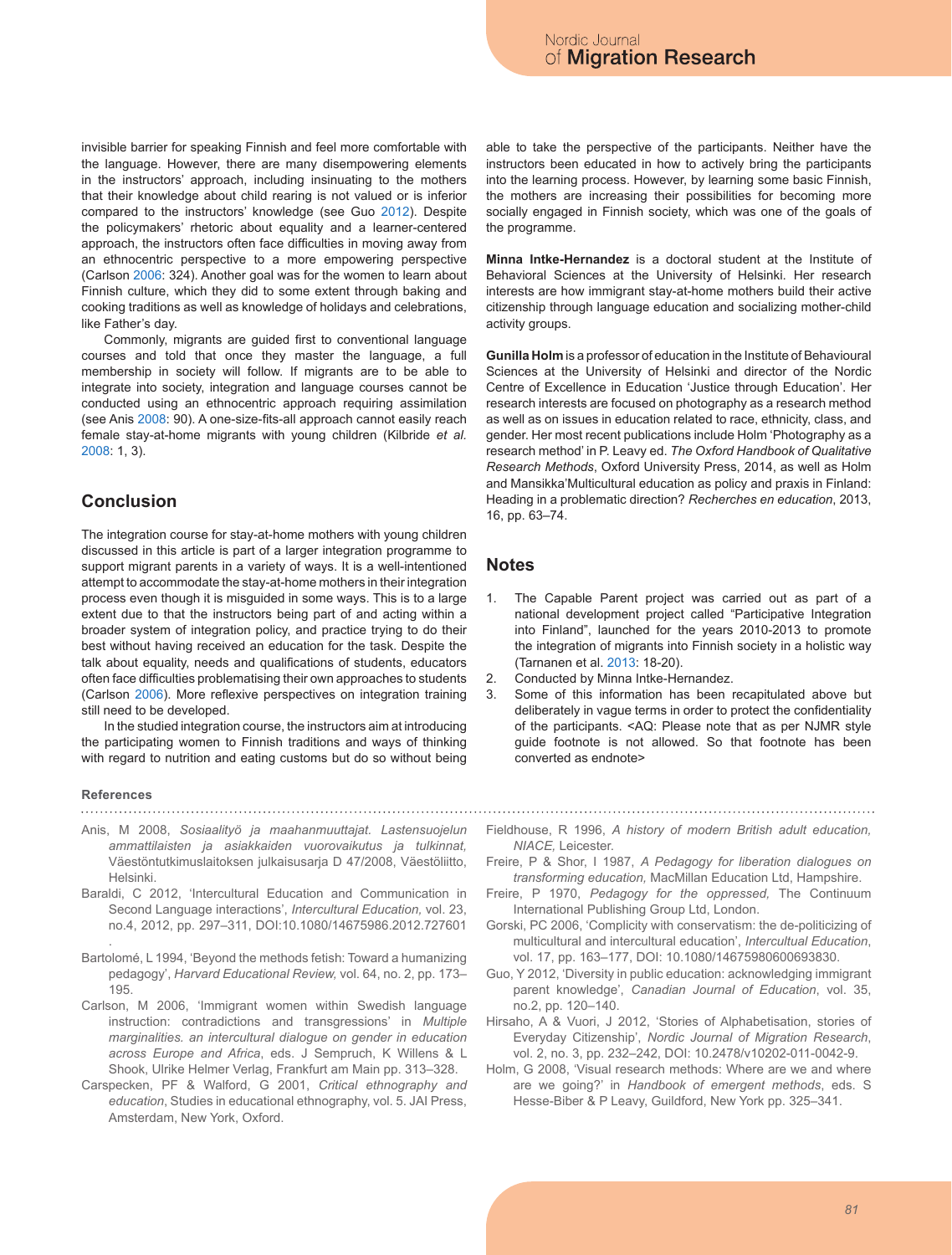invisible barrier for speaking Finnish and feel more comfortable with the language. However, there are many disempowering elements in the instructors' approach, including insinuating to the mothers that their knowledge about child rearing is not valued or is inferior compared to the instructors' knowledge (see Guo 2012). Despite the policymakers' rhetoric about equality and a learner-centered approach, the instructors often face difficulties in moving away from an ethnocentric perspective to a more empowering perspective (Carlson 2006: 324). Another goal was for the women to learn about Finnish culture, which they did to some extent through baking and cooking traditions as well as knowledge of holidays and celebrations, like Father's day.

Commonly, migrants are guided first to conventional language courses and told that once they master the language, a full membership in society will follow. If migrants are to be able to integrate into society, integration and language courses cannot be conducted using an ethnocentric approach requiring assimilation (see Anis 2008: 90). A one-size-fits-all approach cannot easily reach female stay-at-home migrants with young children (Kilbride *et al.* 2008: 1, 3).

## Conclusion

The integration course for stay-at-home mothers with young children discussed in this article is part of a larger integration programme to support migrant parents in a variety of ways. It is a well-intentioned attempt to accommodate the stay-at-home mothers in their integration process even though it is misguided in some ways. This is to a large extent due to that the instructors being part of and acting within a broader system of integration policy, and practice trying to do their best without having received an education for the task. Despite the talk about equality, needs and qualifications of students, educators often face difficulties problematising their own approaches to students (Carlson 2006). More reflexive perspectives on integration training still need to be developed.

In the studied integration course, the instructors aim at introducing the participating women to Finnish traditions and ways of thinking with regard to nutrition and eating customs but do so without being able to take the perspective of the participants. Neither have the instructors been educated in how to actively bring the participants into the learning process. However, by learning some basic Finnish, the mothers are increasing their possibilities for becoming more socially engaged in Finnish society, which was one of the goals of the programme.

**Minna Intke-Hernandez** is a doctoral student at the Institute of Behavioral Sciences at the University of Helsinki. Her research interests are how immigrant stay-at-home mothers build their active citizenship through language education and socializing mother-child activity groups.

**Gunilla Holm** is a professor of education in the Institute of Behavioural Sciences at the University of Helsinki and director of the Nordic Centre of Excellence in Education 'Justice through Education'. Her research interests are focused on photography as a research method as well as on issues in education related to race, ethnicity, class, and gender. Her most recent publications include Holm 'Photography as a research method' in P. Leavy ed. *The Oxford Handbook of Qualitative Research Methods*, Oxford University Press, 2014, as well as Holm and Mansikka'Multicultural education as policy and praxis in Finland: Heading in a problematic direction? *Recherches en education*, 2013, 16, pp. 63–74.

## Notes

1. The Capable Parent project was carried out as part of a national development project called "Participative Integration into Finland", launched for the years 2010-2013 to promote the integration of migrants into Finnish society in a holistic way (Tarnanen et al. 2013: 18-20).
2. Conducted by Minna Intke-Hernandez.
3. Some of this information has been recapitulated above but deliberately in vague terms in order to protect the confidentiality of the participants. <AQ: Please note that as per NJMR style guide footnote is not allowed. So that footnote has been converted as endnote>

### References

Anis, M 2008, *Sosiaalityö ja maahanmuuttajat. Lastensuojelun ammattilaisten ja asiakkaiden vuorovaikutus ja tulkinnat,* Väestöntutkimuslaitoksen julkaisusarja D 47/2008, Väestöliitto, Helsinki.

Baraldi, C 2012, 'Intercultural Education and Communication in Second Language interactions', *Intercultural Education,* vol. 23, no.4, 2012, pp. 297–311, DOI:10.1080/14675986.2012.727601 .

Bartolomé, L 1994, 'Beyond the methods fetish: Toward a humanizing pedagogy', *Harvard Educational Review,* vol. 64, no. 2, pp. 173–195.

Carlson, M 2006, 'Immigrant women within Swedish language instruction: contradictions and transgressions' in *Multiple marginalities. an intercultural dialogue on gender in education across Europe and Africa*, eds. J Sempruch, K Willens & L Shook, Ulrike Helmer Verlag, Frankfurt am Main pp. 313–328.

Carspecken, PF & Walford, G 2001, *Critical ethnography and education*, Studies in educational ethnography, vol. 5. JAI Press, Amsterdam, New York, Oxford.

Fieldhouse, R 1996, *A history of modern British adult education, NIACE,* Leicester.

Freire, P & Shor, I 1987, *A Pedagogy for liberation dialogues on transforming education,* MacMillan Education Ltd, Hampshire.

Freire, P 1970, *Pedagogy for the oppressed,* The Continuum International Publishing Group Ltd, London.

Gorski, PC 2006, 'Complicity with conservatism: the de-politicizing of multicultural and intercultural education', *Intercultual Education*, vol. 17, pp. 163–177, DOI: 10.1080/14675980600693830.

Guo, Y 2012, 'Diversity in public education: acknowledging immigrant parent knowledge', *Canadian Journal of Education*, vol. 35, no.2, pp. 120–140.

Hirsaho, A & Vuori, J 2012, 'Stories of Alphabetisation, stories of Everyday Citizenship', *Nordic Journal of Migration Research*, vol. 2, no. 3, pp. 232–242, DOI: 10.2478/v10202-011-0042-9.

Holm, G 2008, 'Visual research methods: Where are we and where are we going?' in *Handbook of emergent methods*, eds. S Hesse-Biber & P Leavy, Guildford, New York pp. 325–341.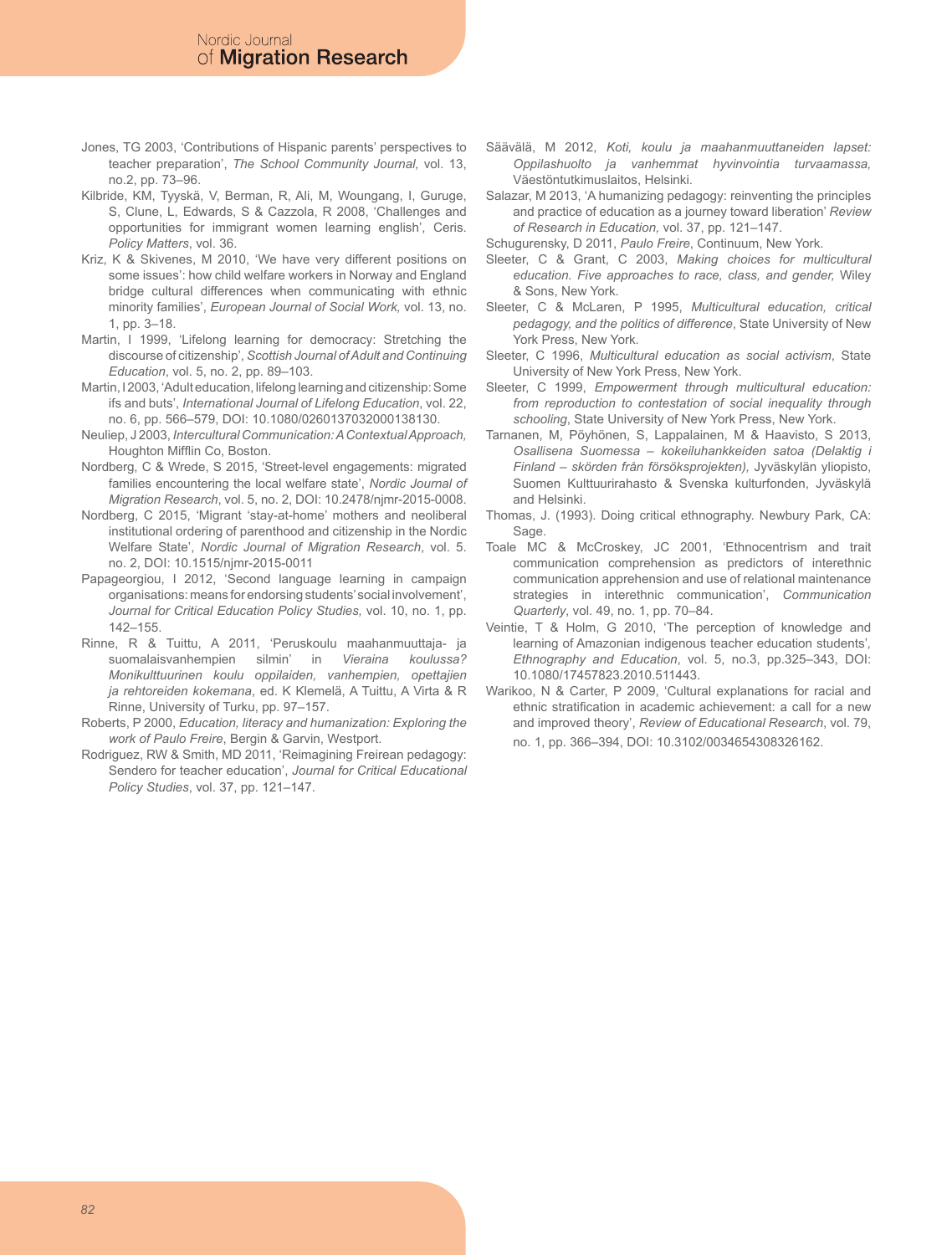Jones, TG 2003, 'Contributions of Hispanic parents' perspectives to teacher preparation', *The School Community Journal*, vol. 13, no.2, pp. 73–96.

Kilbride, KM, Tyyskä, V, Berman, R, Ali, M, Woungang, I, Guruge, S, Clune, L, Edwards, S & Cazzola, R 2008, 'Challenges and opportunities for immigrant women learning english', Ceris. *Policy Matters*, vol. 36.

Kriz, K & Skivenes, M 2010, 'We have very different positions on some issues': how child welfare workers in Norway and England bridge cultural differences when communicating with ethnic minority families', *European Journal of Social Work*, vol. 13, no. 1, pp. 3–18.

Martin, I 1999, 'Lifelong learning for democracy: Stretching the discourse of citizenship', *Scottish Journal of Adult and Continuing Education*, vol. 5, no. 2, pp. 89–103.

Martin, I 2003, 'Adult education, lifelong learning and citizenship: Some ifs and buts', *International Journal of Lifelong Education*, vol. 22, no. 6, pp. 566–579, DOI: 10.1080/0260137032000138130.

Neuliep, J 2003, *Intercultural Communication: A Contextual Approach*, Houghton Mifflin Co, Boston.

Nordberg, C & Wrede, S 2015, 'Street-level engagements: migrated families encountering the local welfare state', *Nordic Journal of Migration Research*, vol. 5, no. 2, DOI: 10.2478/njmr-2015-0008.

Nordberg, C 2015, 'Migrant 'stay-at-home' mothers and neoliberal institutional ordering of parenthood and citizenship in the Nordic Welfare State', *Nordic Journal of Migration Research*, vol. 5. no. 2, DOI: 10.1515/njmr-2015-0011

Papageorgiou, I 2012, 'Second language learning in campaign organisations: means for endorsing students' social involvement', *Journal for Critical Education Policy Studies*, vol. 10, no. 1, pp. 142–155.

Rinne, R & Tuittu, A 2011, 'Peruskoulu maahanmuuttaja- ja suomalaisvanhempien silmin' in *Vieraina koulussa? Monikulttuurinen koulu oppilaiden, vanhempien, opettajien ja rehtoreiden kokemana*, ed. K Klemelä, A Tuittu, A Virta & R Rinne, University of Turku, pp. 97–157.

Roberts, P 2000, *Education, literacy and humanization: Exploring the work of Paulo Freire*, Bergin & Garvin, Westport.

Rodriguez, RW & Smith, MD 2011, 'Reimagining Freirean pedagogy: Sendero for teacher education', *Journal for Critical Educational Policy Studies*, vol. 37, pp. 121–147.

Säävälä, M 2012, *Koti, koulu ja maahanmuuttaneiden lapset: Oppilashuolto ja vanhemmat hyvinvointia turvaamassa*, Väestöntutkimuslaitos, Helsinki.

Salazar, M 2013, 'A humanizing pedagogy: reinventing the principles and practice of education as a journey toward liberation' *Review of Research in Education*, vol. 37, pp. 121–147.

Schugurensky, D 2011, *Paulo Freire*, Continuum, New York.

Sleeter, C & Grant, C 2003, *Making choices for multicultural education. Five approaches to race, class, and gender*, Wiley & Sons, New York.

Sleeter, C & McLaren, P 1995, *Multicultural education, critical pedagogy, and the politics of difference*, State University of New York Press, New York.

Sleeter, C 1996, *Multicultural education as social activism*, State University of New York Press, New York.

Sleeter, C 1999, *Empowerment through multicultural education: from reproduction to contestation of social inequality through schooling*, State University of New York Press, New York.

Tarnanen, M, Pöyhönen, S, Lappalainen, M & Haavisto, S 2013, *Osallisena Suomessa – kokeiluhankkeiden satoa (Delaktig i Finland – skörden från försöksprojekten)*, Jyväskylän yliopisto, Suomen Kulttuurirahasto & Svenska kulturfonden, Jyväskylä and Helsinki.

Thomas, J. (1993). Doing critical ethnography. Newbury Park, CA: Sage.

Toale MC & McCroskey, JC 2001, 'Ethnocentrism and trait communication comprehension as predictors of interethnic communication apprehension and use of relational maintenance strategies in interethnic communication', *Communication Quarterly*, vol. 49, no. 1, pp. 70–84.

Veintie, T & Holm, G 2010, 'The perception of knowledge and learning of Amazonian indigenous teacher education students', *Ethnography and Education*, vol. 5, no.3, pp.325–343, DOI: 10.1080/17457823.2010.511443.

Warikoo, N & Carter, P 2009, 'Cultural explanations for racial and ethnic stratification in academic achievement: a call for a new and improved theory', *Review of Educational Research*, vol. 79, no. 1, pp. 366–394, DOI: 10.3102/0034654308326162.